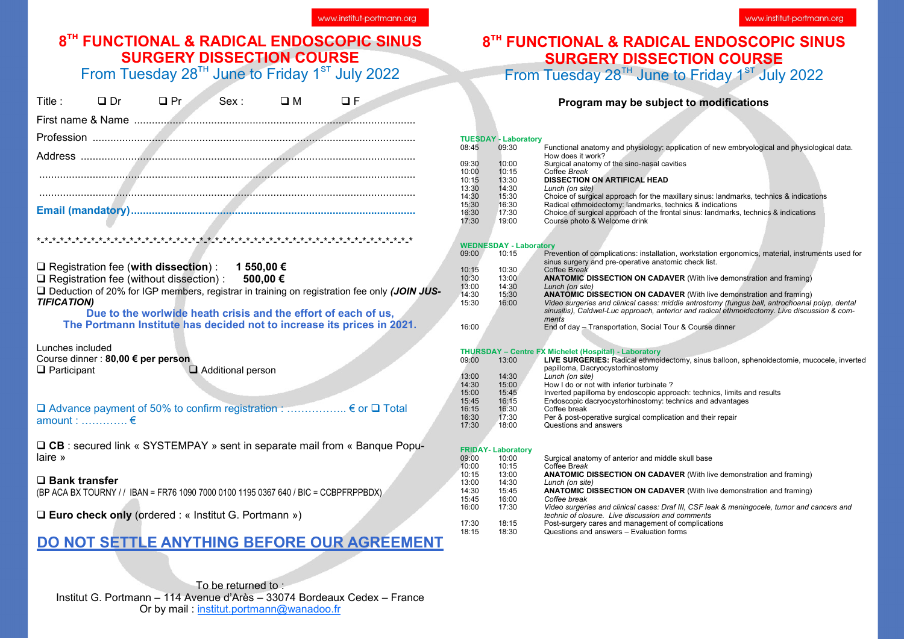# 8[TH] FUNCTIONAL & RADICAL ENDOSCOPIC SINUS SURGERY DISSECTION COURSE

From Tuesday 28[TH] June to Friday 1[ST] July 2022

Title : ❑ Dr ❑ Pr Sex : ❑ M ❑ F

First name & Name ..............................................................................................

Profession ............................................................................................................

Address ...............................................................................................................

.............................................................................................................................

.............................................................................................................................

**Email (mandatory)**..............................................................................................

*-*-*-*-*-*-*-*-*-*-*-*-*-*-*-*-*-*-*-*-*-*-*-*-*-*-*-*-*-*-*-*-*-*-*-*-*-*-*-*-*-*-*-*-*-*-*-*-*-*-*-*-*-*-*-*

❑ Registration fee (**with dissection**) : **1 550,00 €**

❑ Registration fee (without dissection) : **500,00 €**

❑ Deduction of 20% for IGP members, registrar in training on registration fee only ***(JOIN JUSTIFICATION)***

**Due to the worlwide heath crisis and the effort of each of us, The Portmann Institute has decided not to increase its prices in 2021.**

Lunches included

Course dinner : **80,00 € per person**

❑ Participant ❑ Additional person

❑ Advance payment of 50% to confirm registration : …………….. € or ❑ Total amount : …………. €

❑ **CB** : secured link « SYSTEMPAY » sent in separate mail from « Banque Populaire »

❑ **Bank transfer**

(BP ACA BX TOURNY / / IBAN = FR76 1090 7000 0100 1195 0367 640 / BIC = CCBPFRPPBDX)

❑ **Euro check only** (ordered : « Institut G. Portmann »)

**DO NOT SETTLE ANYTHING BEFORE OUR AGREEMENT**

To be returned to :

Institut G. Portmann – 114 Avenue d'Arès – 33074 Bordeaux Cedex – France

Or by mail : institut.portmann@wanadoo.fr

# 8[TH] FUNCTIONAL & RADICAL ENDOSCOPIC SINUS SURGERY DISSECTION COURSE

From Tuesday 28[TH] June to Friday 1[ST] July 2022

**Program may be subject to modifications**

**TUESDAY - Laboratory**

| | | |
|---|---|---|
| 08:45 | 09:30 | Functional anatomy and physiology: application of new embryological and physiological data. How does it work? |
| 09:30 | 10:00 | Surgical anatomy of the sino-nasal cavities |
| 10:00 | 10:15 | *Coffee Break* |
| 10:15 | 13:30 | **DISSECTION ON ARTIFICAL HEAD** |
| 13:30 | 14:30 | *Lunch (on site)* |
| 14:30 | 15:30 | Choice of surgical approach for the maxillary sinus: landmarks, technics & indications |
| 15:30 | 16:30 | Radical ethmoidectomy: landmarks, technics & indications |
| 16:30 | 17:30 | Choice of surgical approach of the frontal sinus: landmarks, technics & indications |
| 17:30 | 19:00 | Course photo & Welcome drink |

**WEDNESDAY - Laboratory**

| | | |
|---|---|---|
| 09:00 | 10:15 | Prevention of complications: installation, workstation ergonomics, material, instruments used for sinus surgery and pre-operative anatomic check list. |
| 10:15 | 10:30 | *Coffee Break* |
| 10:30 | 13:00 | **ANATOMIC DISSECTION ON CADAVER** (With live demonstration and framing) |
| 13:00 | 14:30 | *Lunch (on site)* |
| 14:30 | 15:30 | **ANATOMIC DISSECTION ON CADAVER** (With live demonstration and framing) |
| 15:30 | 16:00 | *Video surgeries and clinical cases: middle antrostomy (fungus ball, antrochoanal polyp, dental sinusitis), Caldwel-Luc approach, anterior and radical ethmoidectomy. Live discussion & comments* |
| 16:00 | | End of day – Transportation, Social Tour & Course dinner |

**THURSDAY – Centre FX Michelet (Hospital) - Laboratory**

| | | |
|---|---|---|
| 09:00 | 13:00 | **LIVE SURGERIES:** Radical ethmoidectomy, sinus balloon, sphenoidectomie, mucocele, inverted papilloma, Dacryocystorhinostomy |
| 13:00 | 14:30 | *Lunch (on site)* |
| 14:30 | 15:00 | How I do or not with inferior turbinate ? |
| 15:00 | 15:45 | Inverted papilloma by endoscopic approach: technics, limits and results |
| 15:45 | 16:15 | Endoscopic dacryocystorhinostomy: technics and advantages |
| 16:15 | 16:30 | Coffee break |
| 16:30 | 17:30 | Per & post-operative surgical complication and their repair |
| 17:30 | 18:00 | Questions and answers |

**FRIDAY- Laboratory**

| | | |
|---|---|---|
| 09:00 | 10:00 | Surgical anatomy of anterior and middle skull base |
| 10:00 | 10:15 | *Coffee Break* |
| 10:15 | 13:00 | **ANATOMIC DISSECTION ON CADAVER** (With live demonstration and framing) |
| 13:00 | 14:30 | *Lunch (on site)* |
| 14:30 | 15:45 | **ANATOMIC DISSECTION ON CADAVER** (With live demonstration and framing) |
| 15:45 | 16:00 | *Coffee break* |
| 16:00 | 17:30 | *Video surgeries and clinical cases: Draf III, CSF leak & meningocele, tumor and cancers and technic of closure. Live discussion and comments* |
| 17:30 | 18:15 | Post-surgery cares and management of complications |
| 18:15 | 18:30 | Questions and answers – Evaluation forms |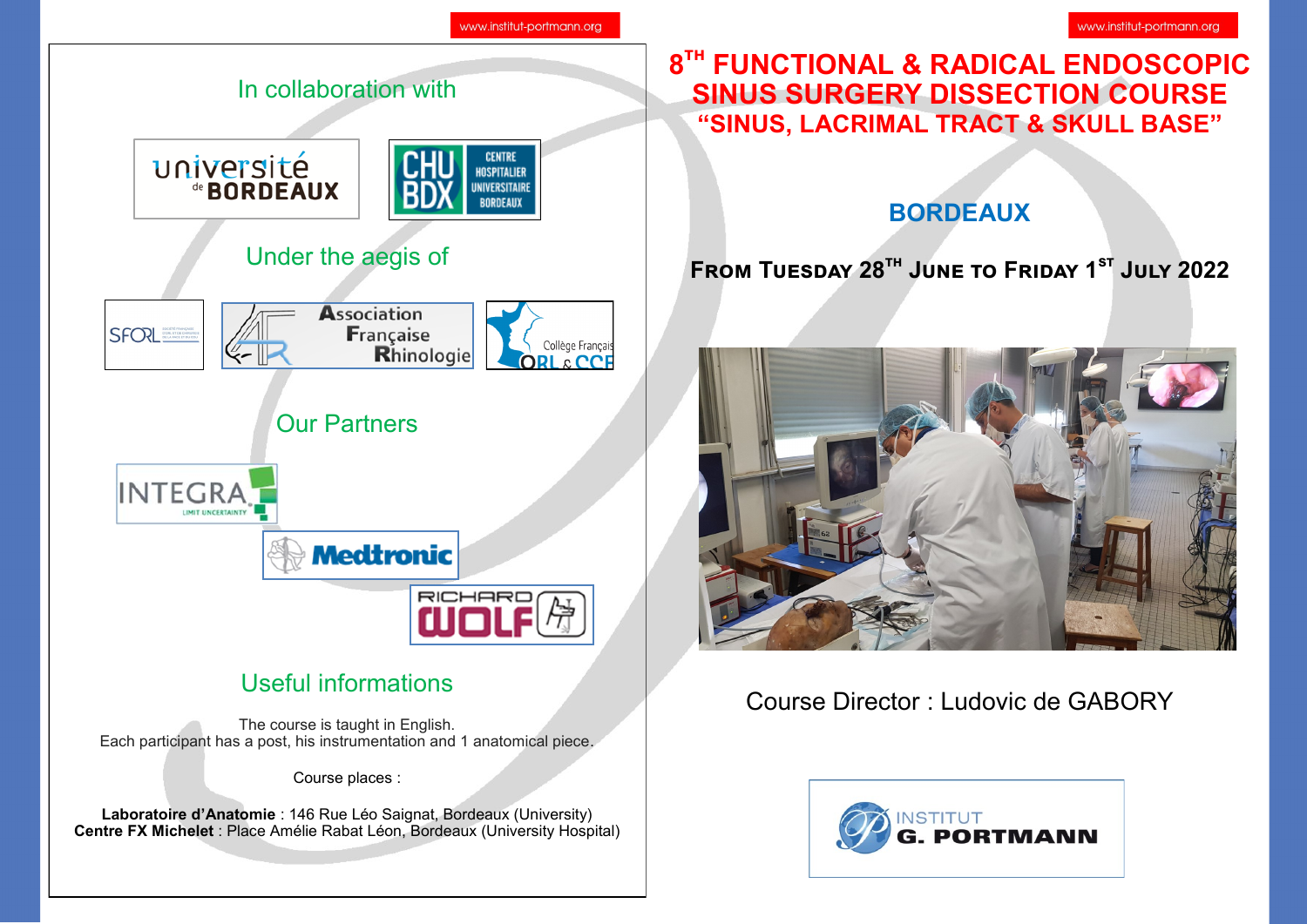www.institut-portmann.org

## In collaboration with

Université de Bordeaux

CHU BDX – Centre Hospitalier Universitaire Bordeaux

## Under the aegis of

SFORL

Association Française Rhinologie

Collège Français ORL & CCF

## Our Partners

INTEGRA – LIMIT UNCERTAINTY

Medtronic

RICHARD WOLF

## Useful informations

The course is taught in English.
Each participant has a post, his instrumentation and 1 anatomical piece.

Course places :

**Laboratoire d'Anatomie** : 146 Rue Léo Saignat, Bordeaux (University)
**Centre FX Michelet** : Place Amélie Rabat Léon, Bordeaux (University Hospital)

www.institut-portmann.org

# 8TH FUNCTIONAL & RADICAL ENDOSCOPIC SINUS SURGERY DISSECTION COURSE

## "SINUS, LACRIMAL TRACT & SKULL BASE"

## BORDEAUX

**FROM TUESDAY 28TH JUNE TO FRIDAY 1ST JULY 2022**

Course Director : Ludovic de GABORY

INSTITUT G. PORTMANN